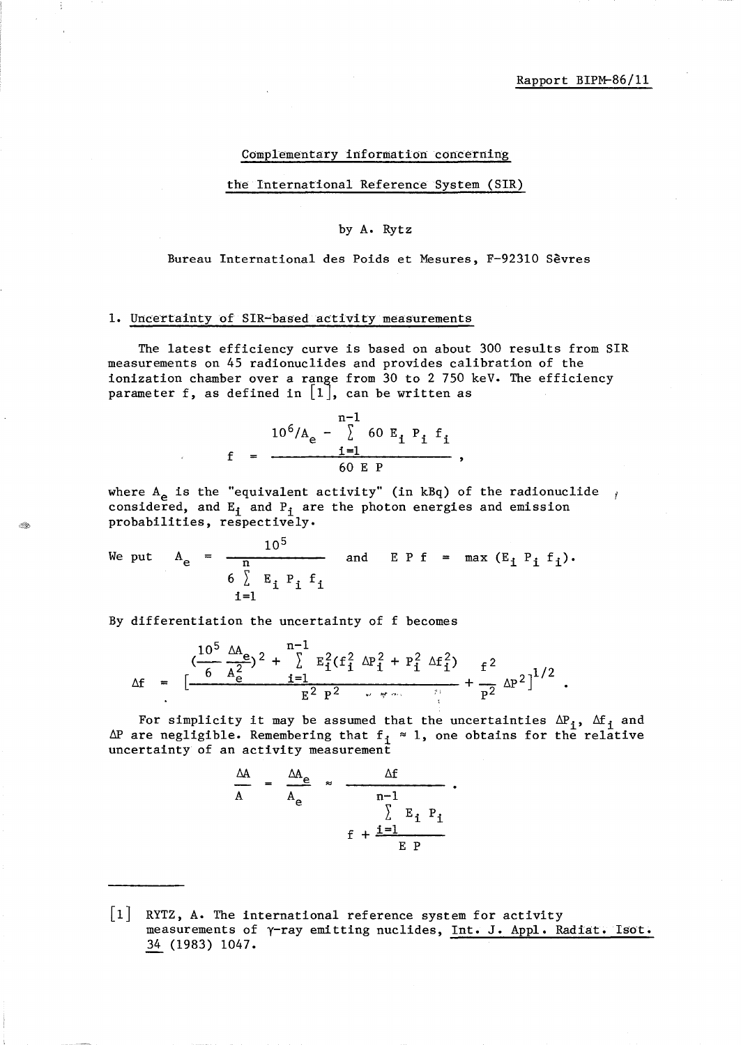Rapport BIPM-86/11

## Complementary information concerning the International Reference System (SIR)

by A. Rytz

Bureau International des Poids et Mesures, F-92310 Sèvres

### 1. Uncertainty of SIR-based activity measurements

The latest efficiency curve is based on about 300 results from SIR measurements on 45 radionuclides and provides calibration of the ionization chamber over a range from 30 to 2 750 keV. The efficiency parameter f, as defined in [1], can be written as

$$f = \frac{10^6/A_e - \sum_{i=1}^{n-1} 60\, E_i\, P_i\, f_i}{60\, E\, P} ,$$

where $A_e$ is the "equivalent activity" (in kBq) of the radionuclide considered, and $E_i$ and $P_i$ are the photon energies and emission probabilities, respectively.

We put $A_e = \dfrac{10^5}{6 \sum_{i=1}^{n} E_i\, P_i\, f_i}$ and $E\, P\, f = \max\,(E_i\, P_i\, f_i)$.

By differentiation the uncertainty of f becomes

$$\Delta f = \left[ \frac{\left(\frac{10^5}{6}\frac{\Delta A_e}{A_e^2}\right)^2 + \sum_{i=1}^{n-1} E_i^2 (f_i^2\, \Delta P_i^2 + P_i^2\, \Delta f_i^2)}{E^2\, P^2} + \frac{f^2}{P^2}\, \Delta P^2 \right]^{1/2} .$$

For simplicity it may be assumed that the uncertainties $\Delta P_i$, $\Delta f_i$ and $\Delta P$ are negligible. Remembering that $f_i \approx 1$, one obtains for the relative uncertainty of an activity measurement

$$\frac{\Delta A}{A} = \frac{\Delta A_e}{A_e} \approx \frac{\Delta f}{f + \frac{\sum_{i=1}^{n-1} E_i\, P_i}{E\, P}} .$$

---

[1] RYTZ, A. The international reference system for activity measurements of $\gamma$-ray emitting nuclides, Int. J. Appl. Radiat. Isot. 34 (1983) 1047.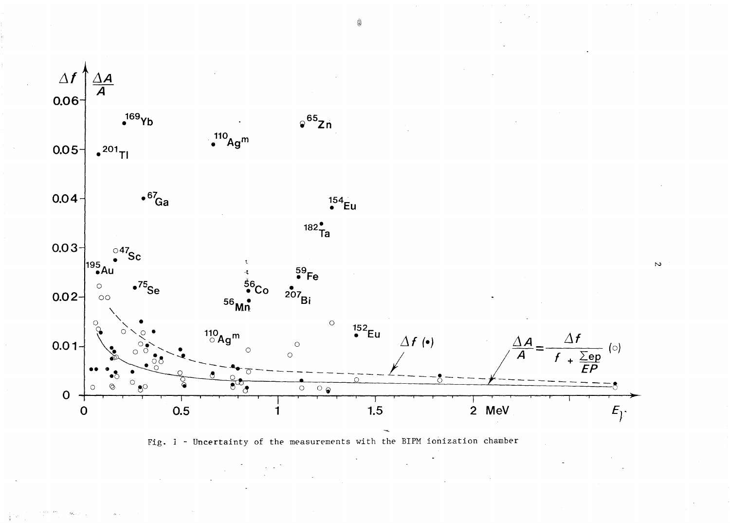Fig. 1 - Uncertainty of the measurements with the BIPM ionization chamber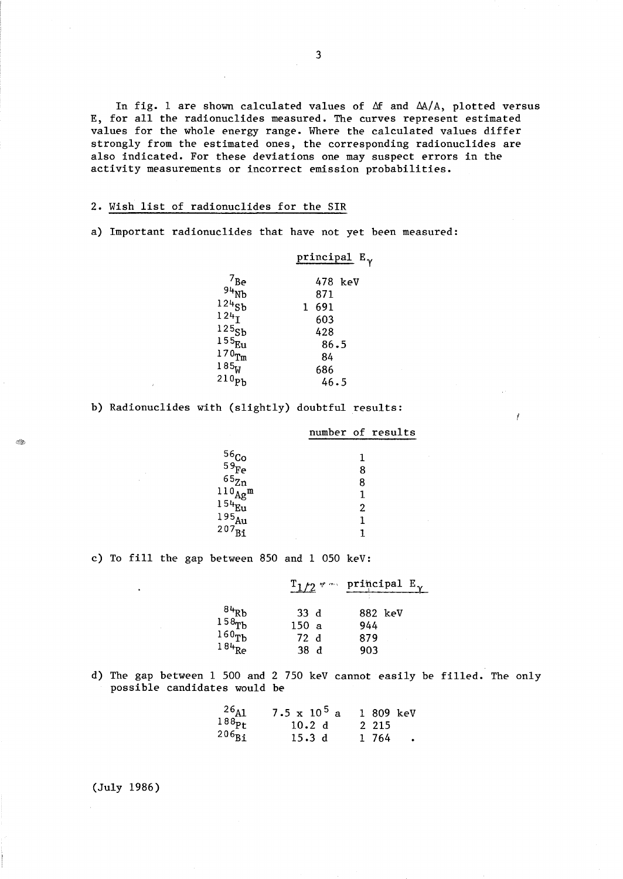In fig. 1 are shown calculated values of $\Delta f$ and $\Delta A/A$, plotted versus E, for all the radionuclides measured. The curves represent estimated values for the whole energy range. Where the calculated values differ strongly from the estimated ones, the corresponding radionuclides are also indicated. For these deviations one may suspect errors in the activity measurements or incorrect emission probabilities.

## 2. Wish list of radionuclides for the SIR

a) Important radionuclides that have not yet been measured:

| | principal $E_\gamma$ |
|---|---|
| $^{7}Be$ | 478 keV |
| $^{94}Nb$ | 871 |
| $^{124}Sb$ | 1 691 |
| $^{124}I$ | 603 |
| $^{125}Sb$ | 428 |
| $^{155}Eu$ | 86.5 |
| $^{170}Tm$ | 84 |
| $^{185}W$ | 686 |
| $^{210}Pb$ | 46.5 |

b) Radionuclides with (slightly) doubtful results:

| | number of results |
|---|---|
| $^{56}Co$ | 1 |
| $^{59}Fe$ | 8 |
| $^{65}Zn$ | 8 |
| $^{110}Ag^{m}$ | 1 |
| $^{154}Eu$ | 2 |
| $^{195}Au$ | 1 |
| $^{207}Bi$ | 1 |

c) To fill the gap between 850 and 1 050 keV:

| | $T_{1/2}$ | principal $E_\gamma$ |
|---|---|---|
| $^{84}Rb$ | 33 d | 882 keV |
| $^{158}Tb$ | 150 a | 944 |
| $^{160}Tb$ | 72 d | 879 |
| $^{184}Re$ | 38 d | 903 |

d) The gap between 1 500 and 2 750 keV cannot easily be filled. The only possible candidates would be

| | | |
|---|---|---|
| $^{26}Al$ | $7.5 \times 10^{5}$ a | 1 809 keV |
| $^{188}Pt$ | 10.2 d | 2 215 |
| $^{206}Bi$ | 15.3 d | 1 764 . |

(July 1986)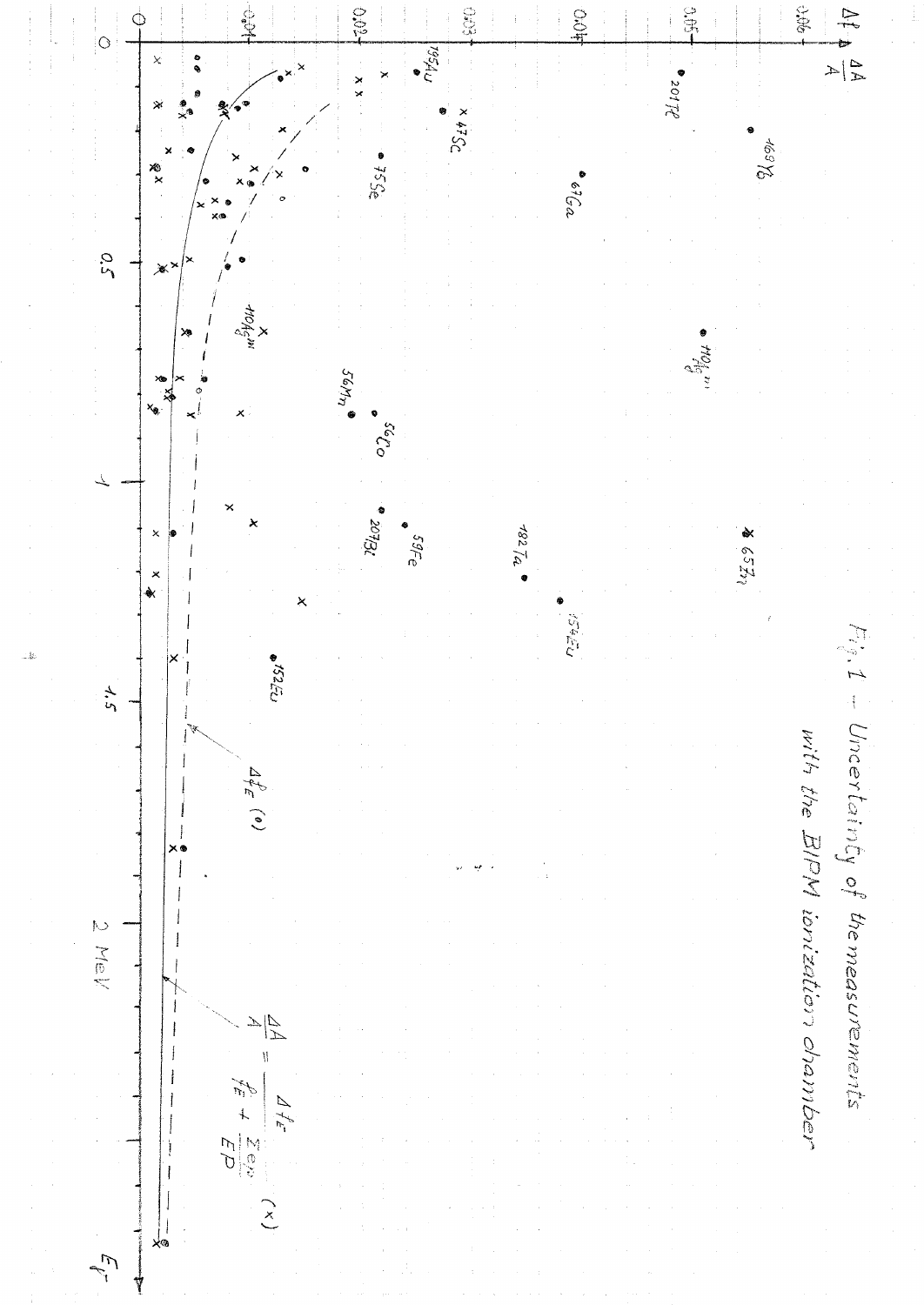Fig. 1 – Uncertainty of the measurements with the BIPM ionization chamber

$\Delta f$ $\frac{\Delta A}{A}$

0.06

0.05

0.04

0.03

0.02

0.01

0

0.5

1

1.5

2 MeV

$E_\gamma$

$^{201}Tl$

$^{169}Yb$

$^{195}Au$

$^{47}Sc$

$^{75}Se$

$^{67}Ga$

$^{110}Ag^m$

$^{110}Ag^m$

$^{56}Mn$

$^{56}Co$

$^{207}Bi$

$^{59}Fe$

$^{182}Ta$

$^{65}Zn$

$^{154}Eu$

$^{152}Eu$

$\Delta f_E$ (o)

$\frac{\Delta A}{A} = \frac{\Delta f_E}{f_E + \frac{\Sigma e_i}{EP}}$ (x)